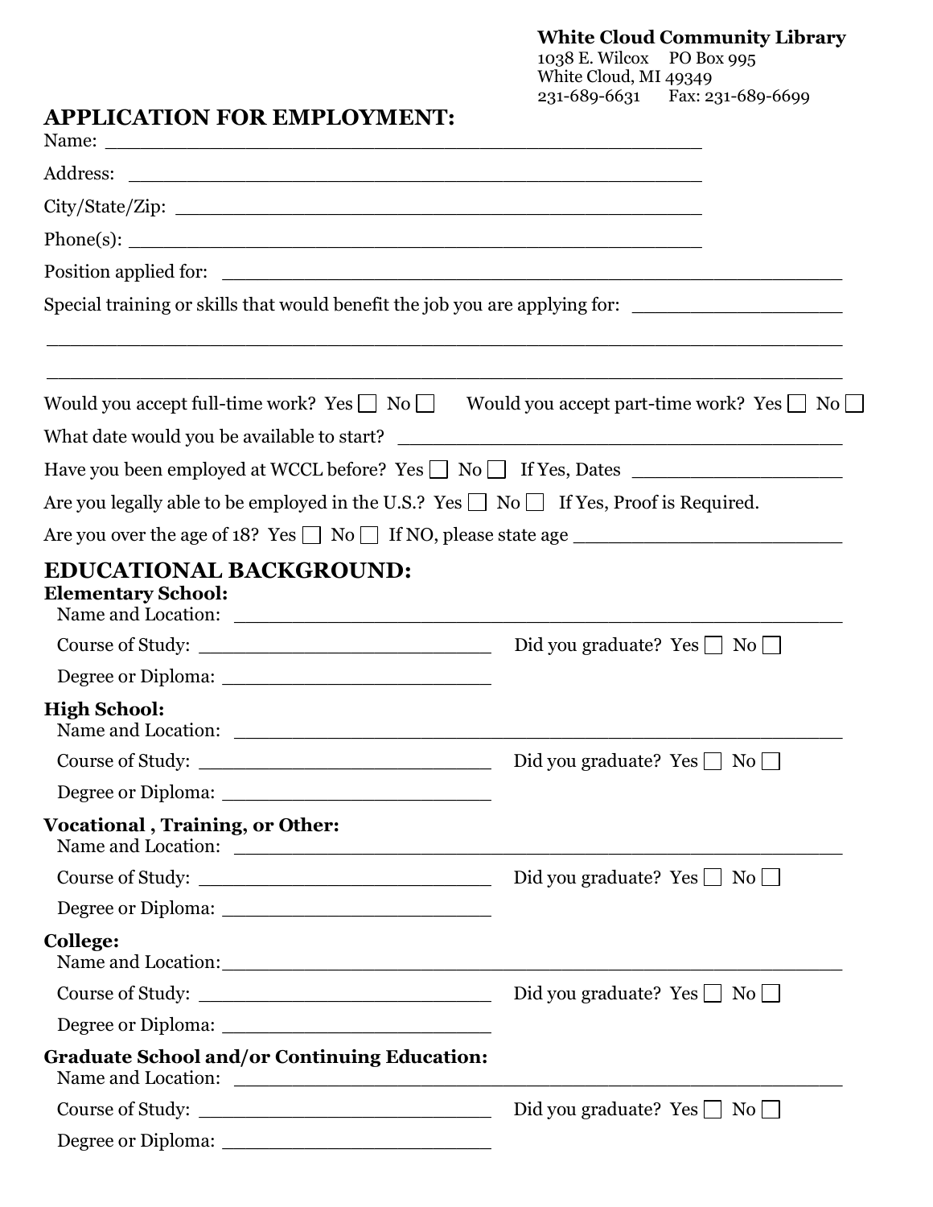**White Cloud Community Library**
1038 E. Wilcox  PO Box 995
White Cloud, MI 49349
231-689-6631  Fax: 231-689-6699

## APPLICATION FOR EMPLOYMENT:

Name: ______________________________________________

Address: ______________________________________________

City/State/Zip: ______________________________________________

Phone(s): ______________________________________________

Position applied for: ______________________________________________

Special training or skills that would benefit the job you are applying for: ____________________

______________________________________________________________________

______________________________________________________________________

Would you accept full-time work? Yes ☐ No ☐  Would you accept part-time work? Yes ☐ No ☐

What date would you be available to start? ______________________________

Have you been employed at WCCL before? Yes ☐ No ☐ If Yes, Dates ____________________

Are you legally able to be employed in the U.S.? Yes ☐ No ☐ If Yes, Proof is Required.

Are you over the age of 18? Yes ☐ No ☐ If NO, please state age ________________________

## EDUCATIONAL BACKGROUND:

**Elementary School:**
Name and Location: ______________________________________________

Course of Study: ____________________________ Did you graduate? Yes ☐ No ☐

Degree or Diploma: ________________________

**High School:**
Name and Location: ______________________________________________

Course of Study: ____________________________ Did you graduate? Yes ☐ No ☐

Degree or Diploma: ________________________

**Vocational , Training, or Other:**
Name and Location: ______________________________________________

Course of Study: ____________________________ Did you graduate? Yes ☐ No ☐

Degree or Diploma: ________________________

**College:**
Name and Location: ______________________________________________

Course of Study: ____________________________ Did you graduate? Yes ☐ No ☐

Degree or Diploma: ________________________

**Graduate School and/or Continuing Education:**
Name and Location: ______________________________________________

Course of Study: ____________________________ Did you graduate? Yes ☐ No ☐

Degree or Diploma: ________________________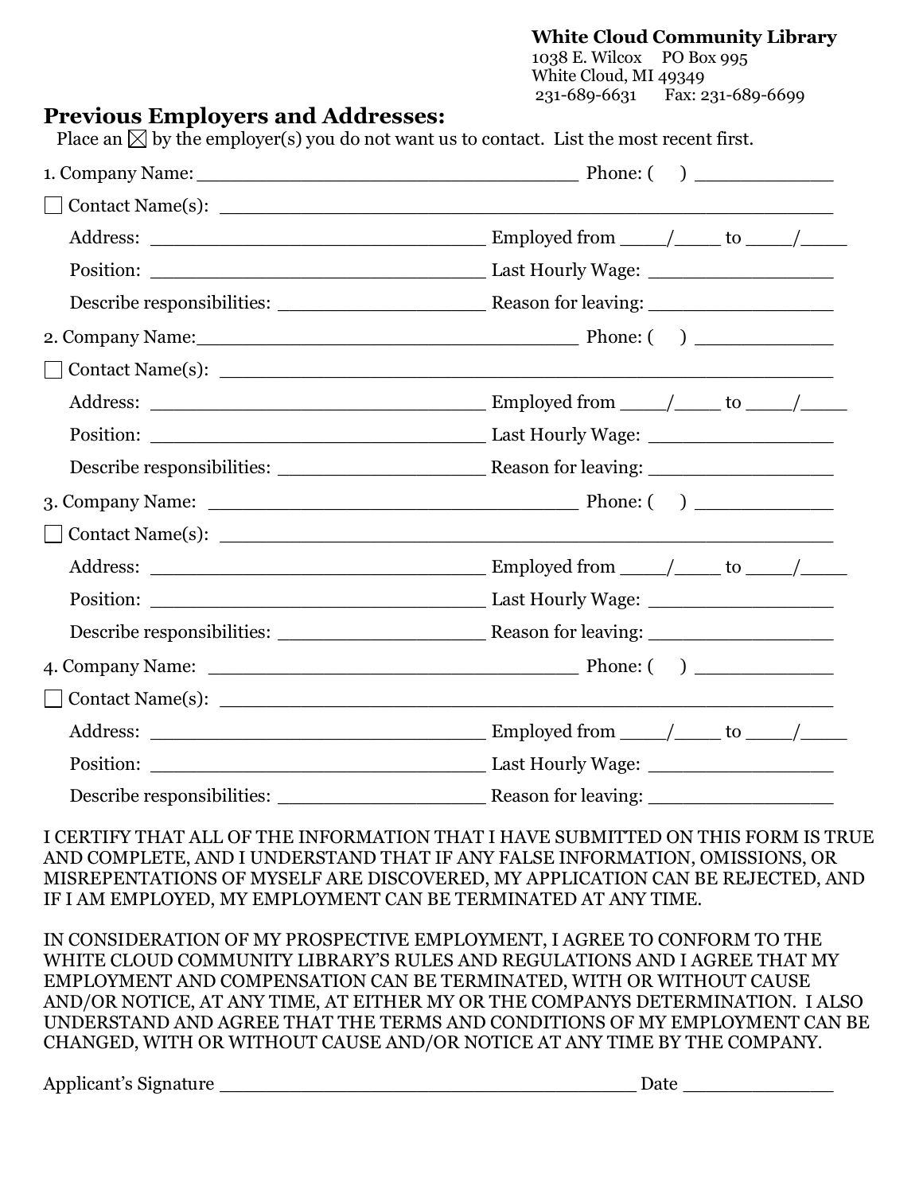**White Cloud Community Library**
1038 E. Wilcox PO Box 995
White Cloud, MI 49349
231-689-6631 Fax: 231-689-6699

## Previous Employers and Addresses:

Place an ☒ by the employer(s) you do not want us to contact. List the most recent first.

1. Company Name: ________________________________ Phone: ( ) ___________

☐ Contact Name(s): ____________________________________________________

Address: ____________________________ Employed from ____/____ to ____/____

Position: ____________________________ Last Hourly Wage: _______________

Describe responsibilities: ________________ Reason for leaving: _______________

2. Company Name: ________________________________ Phone: ( ) ___________

☐ Contact Name(s): ____________________________________________________

Address: ____________________________ Employed from ____/____ to ____/____

Position: ____________________________ Last Hourly Wage: _______________

Describe responsibilities: ________________ Reason for leaving: _______________

3. Company Name: ________________________________ Phone: ( ) ___________

☐ Contact Name(s): ____________________________________________________

Address: ____________________________ Employed from ____/____ to ____/____

Position: ____________________________ Last Hourly Wage: _______________

Describe responsibilities: ________________ Reason for leaving: _______________

4. Company Name: ________________________________ Phone: ( ) ___________

☐ Contact Name(s): ____________________________________________________

Address: ____________________________ Employed from ____/____ to ____/____

Position: ____________________________ Last Hourly Wage: _______________

Describe responsibilities: ________________ Reason for leaving: _______________

I CERTIFY THAT ALL OF THE INFORMATION THAT I HAVE SUBMITTED ON THIS FORM IS TRUE AND COMPLETE, AND I UNDERSTAND THAT IF ANY FALSE INFORMATION, OMISSIONS, OR MISREPENTATIONS OF MYSELF ARE DISCOVERED, MY APPLICATION CAN BE REJECTED, AND IF I AM EMPLOYED, MY EMPLOYMENT CAN BE TERMINATED AT ANY TIME.

IN CONSIDERATION OF MY PROSPECTIVE EMPLOYMENT, I AGREE TO CONFORM TO THE WHITE CLOUD COMMUNITY LIBRARY'S RULES AND REGULATIONS AND I AGREE THAT MY EMPLOYMENT AND COMPENSATION CAN BE TERMINATED, WITH OR WITHOUT CAUSE AND/OR NOTICE, AT ANY TIME, AT EITHER MY OR THE COMPANYS DETERMINATION. I ALSO UNDERSTAND AND AGREE THAT THE TERMS AND CONDITIONS OF MY EMPLOYMENT CAN BE CHANGED, WITH OR WITHOUT CAUSE AND/OR NOTICE AT ANY TIME BY THE COMPANY.

Applicant's Signature ___________________________________ Date _____________